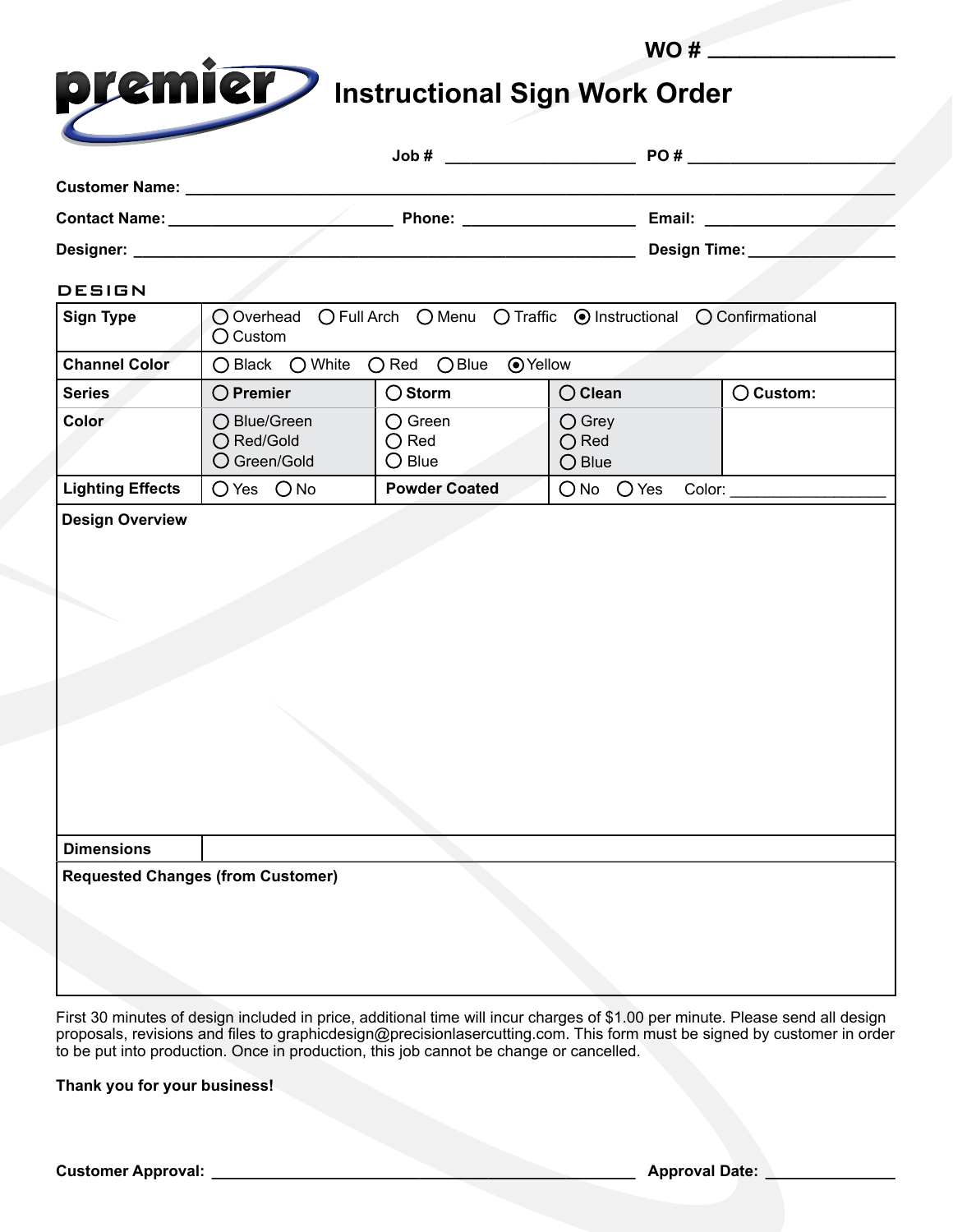WO # ___________________

premier

# Instructional Sign Work Order

**Job #** ______________________ **PO #** ________________________

**Customer Name:** ______________________________________________________________________________

**Contact Name:** __________________________ **Phone:** ____________________ **Email:** ______________________

**Designer:** ______________________________________________________________ **Design Time:** _________________

## DESIGN

| | | | | |
|---|---|---|---|---|
| **Sign Type** | ○ Overhead ○ Full Arch ○ Menu ○ Traffic ◉ Instructional ○ Confirmational ○ Custom | | | |
| **Channel Color** | ○ Black ○ White ○ Red ○ Blue ◉ Yellow | | | |
| **Series** | ○ **Premier** | ○ **Storm** | ○ **Clean** | ○ **Custom:** |
| **Color** | ○ Blue/Green ○ Red/Gold ○ Green/Gold | ○ Green ○ Red ○ Blue | ○ Grey ○ Red ○ Blue | |
| **Lighting Effects** | ○ Yes ○ No | **Powder Coated** | ○ No ○ Yes Color: __________________ | |

**Design Overview**

| | |
|---|---|
| **Dimensions** | |

**Requested Changes (from Customer)**

First 30 minutes of design included in price, additional time will incur charges of $1.00 per minute. Please send all design proposals, revisions and files to graphicdesign@precisionlasercutting.com. This form must be signed by customer in order to be put into production. Once in production, this job cannot be change or cancelled.

**Thank you for your business!**

**Customer Approval:** ___________________________________________________ **Approval Date:** _______________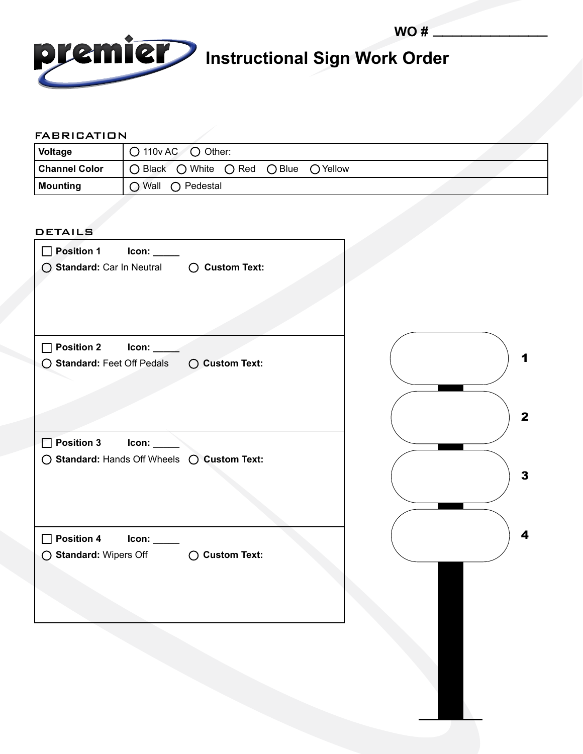WO # ________________

# Instructional Sign Work Order

## FABRICATION

| | |
|---|---|
| **Voltage** | ◯ 110v AC ◯ Other: |
| **Channel Color** | ◯ Black ◯ White ◯ Red ◯ Blue ◯ Yellow |
| **Mounting** | ◯ Wall ◯ Pedestal |

## DETAILS

☐ **Position 1** **Icon:** _____

◯ **Standard:** Car In Neutral ◯ **Custom Text:**

☐ **Position 2** **Icon:** _____

◯ **Standard:** Feet Off Pedals ◯ **Custom Text:**

☐ **Position 3** **Icon:** _____

◯ **Standard:** Hands Off Wheels ◯ **Custom Text:**

☐ **Position 4** **Icon:** _____

◯ **Standard:** Wipers Off ◯ **Custom Text:**

1

2

3

4